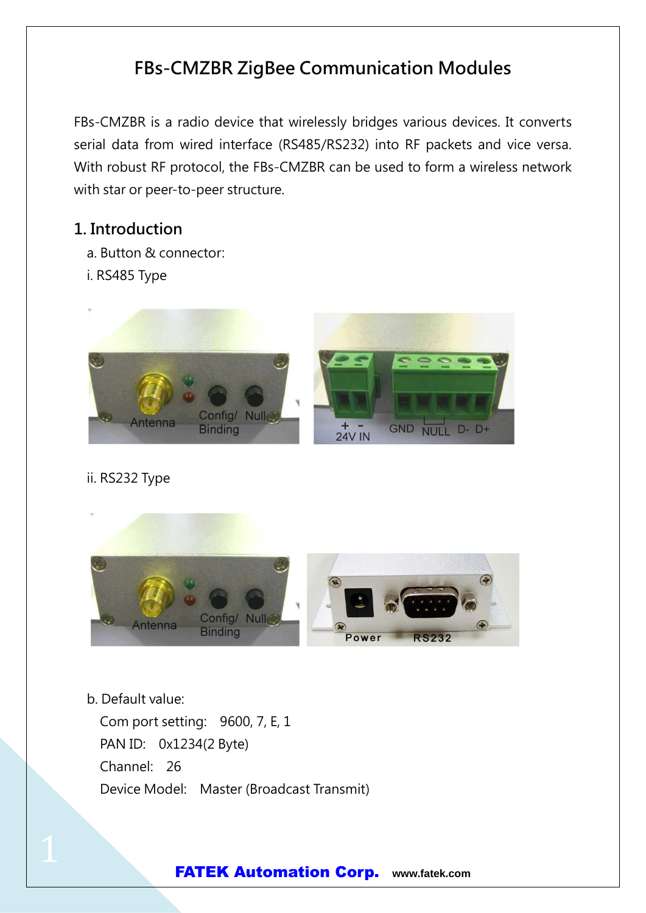# FBs-CMZBR ZigBee Communication Modules

FBs-CMZBR is a radio device that wirelessly bridges various devices. It converts serial data from wired interface (RS485/RS232) into RF packets and vice versa. With robust RF protocol, the FBs-CMZBR can be used to form a wireless network with star or peer-to-peer structure.

## 1. Introduction

a. Button & connector:

i. RS485 Type

ii. RS232 Type

b. Default value:

Com port setting: 9600, 7, E, 1

PAN ID: 0x1234(2 Byte)

Channel: 26

Device Model: Master (Broadcast Transmit)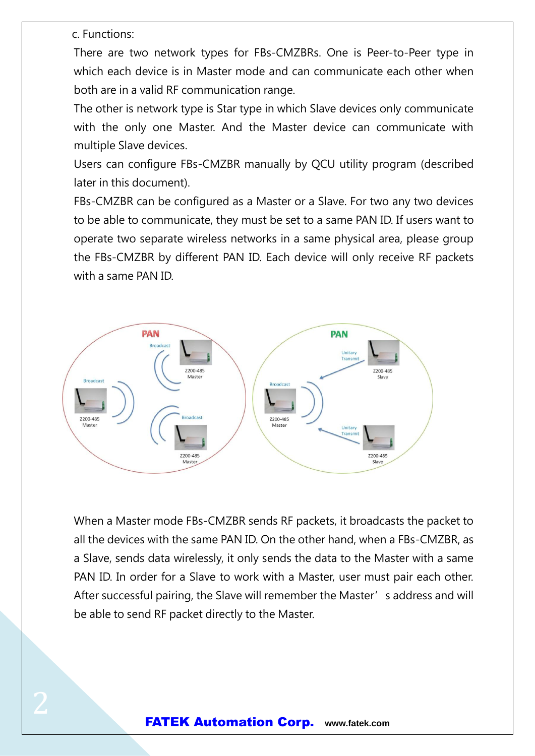c. Functions:

There are two network types for FBs-CMZBRs. One is Peer-to-Peer type in which each device is in Master mode and can communicate each other when both are in a valid RF communication range.

The other is network type is Star type in which Slave devices only communicate with the only one Master. And the Master device can communicate with multiple Slave devices.

Users can configure FBs-CMZBR manually by QCU utility program (described later in this document).

FBs-CMZBR can be configured as a Master or a Slave. For two any two devices to be able to communicate, they must be set to a same PAN ID. If users want to operate two separate wireless networks in a same physical area, please group the FBs-CMZBR by different PAN ID. Each device will only receive RF packets with a same PAN ID.

When a Master mode FBs-CMZBR sends RF packets, it broadcasts the packet to all the devices with the same PAN ID. On the other hand, when a FBs-CMZBR, as a Slave, sends data wirelessly, it only sends the data to the Master with a same PAN ID. In order for a Slave to work with a Master, user must pair each other. After successful pairing, the Slave will remember the Master's address and will be able to send RF packet directly to the Master.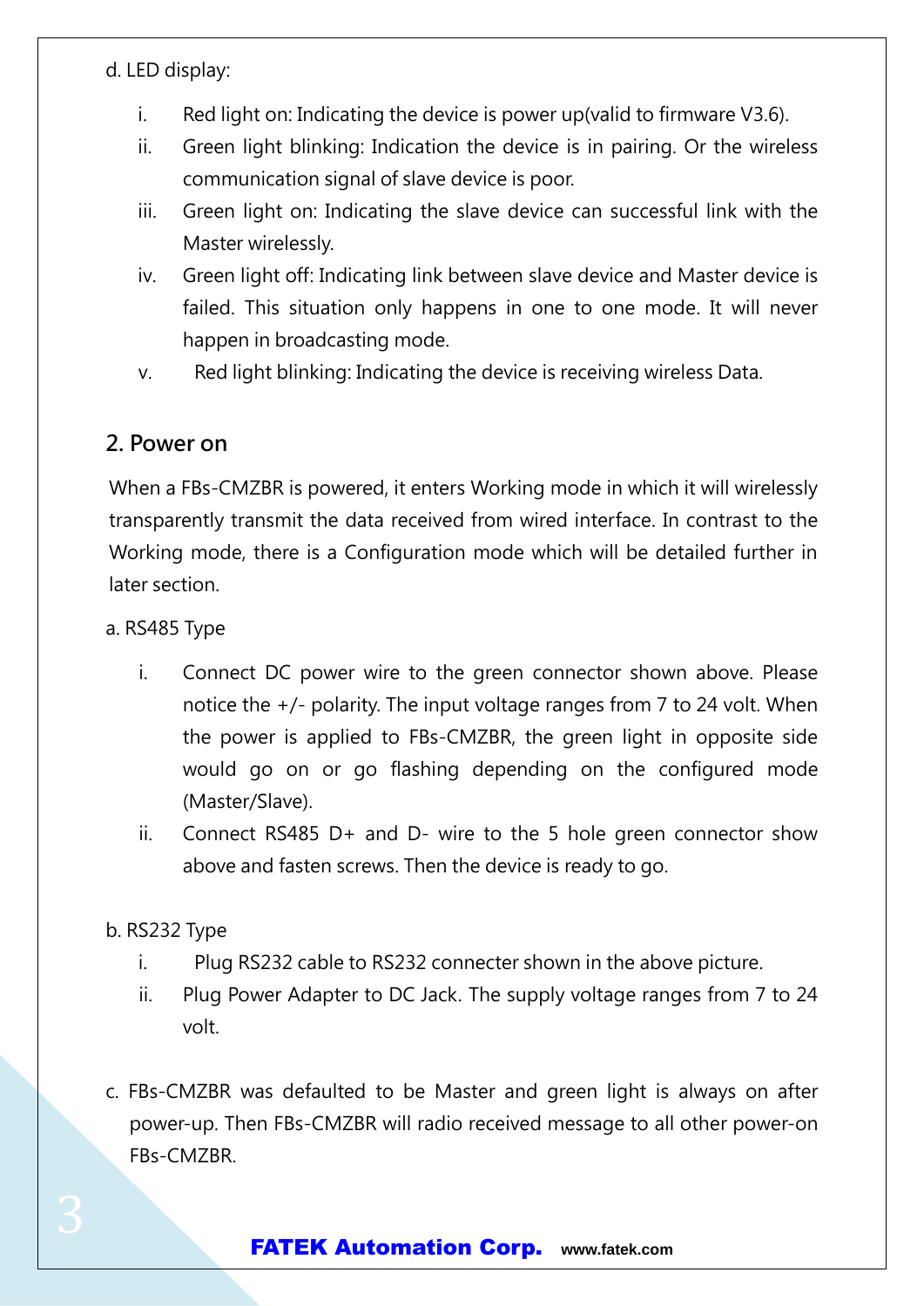d. LED display:

i. Red light on: Indicating the device is power up(valid to firmware V3.6).

ii. Green light blinking: Indication the device is in pairing. Or the wireless communication signal of slave device is poor.

iii. Green light on: Indicating the slave device can successful link with the Master wirelessly.

iv. Green light off: Indicating link between slave device and Master device is failed. This situation only happens in one to one mode. It will never happen in broadcasting mode.

v. Red light blinking: Indicating the device is receiving wireless Data.

## 2. Power on

When a FBs-CMZBR is powered, it enters Working mode in which it will wirelessly transparently transmit the data received from wired interface. In contrast to the Working mode, there is a Configuration mode which will be detailed further in later section.

a. RS485 Type

i. Connect DC power wire to the green connector shown above. Please notice the +/- polarity. The input voltage ranges from 7 to 24 volt. When the power is applied to FBs-CMZBR, the green light in opposite side would go on or go flashing depending on the configured mode (Master/Slave).

ii. Connect RS485 D+ and D- wire to the 5 hole green connector show above and fasten screws. Then the device is ready to go.

b. RS232 Type

i. Plug RS232 cable to RS232 connecter shown in the above picture.

ii. Plug Power Adapter to DC Jack. The supply voltage ranges from 7 to 24 volt.

c. FBs-CMZBR was defaulted to be Master and green light is always on after power-up. Then FBs-CMZBR will radio received message to all other power-on FBs-CMZBR.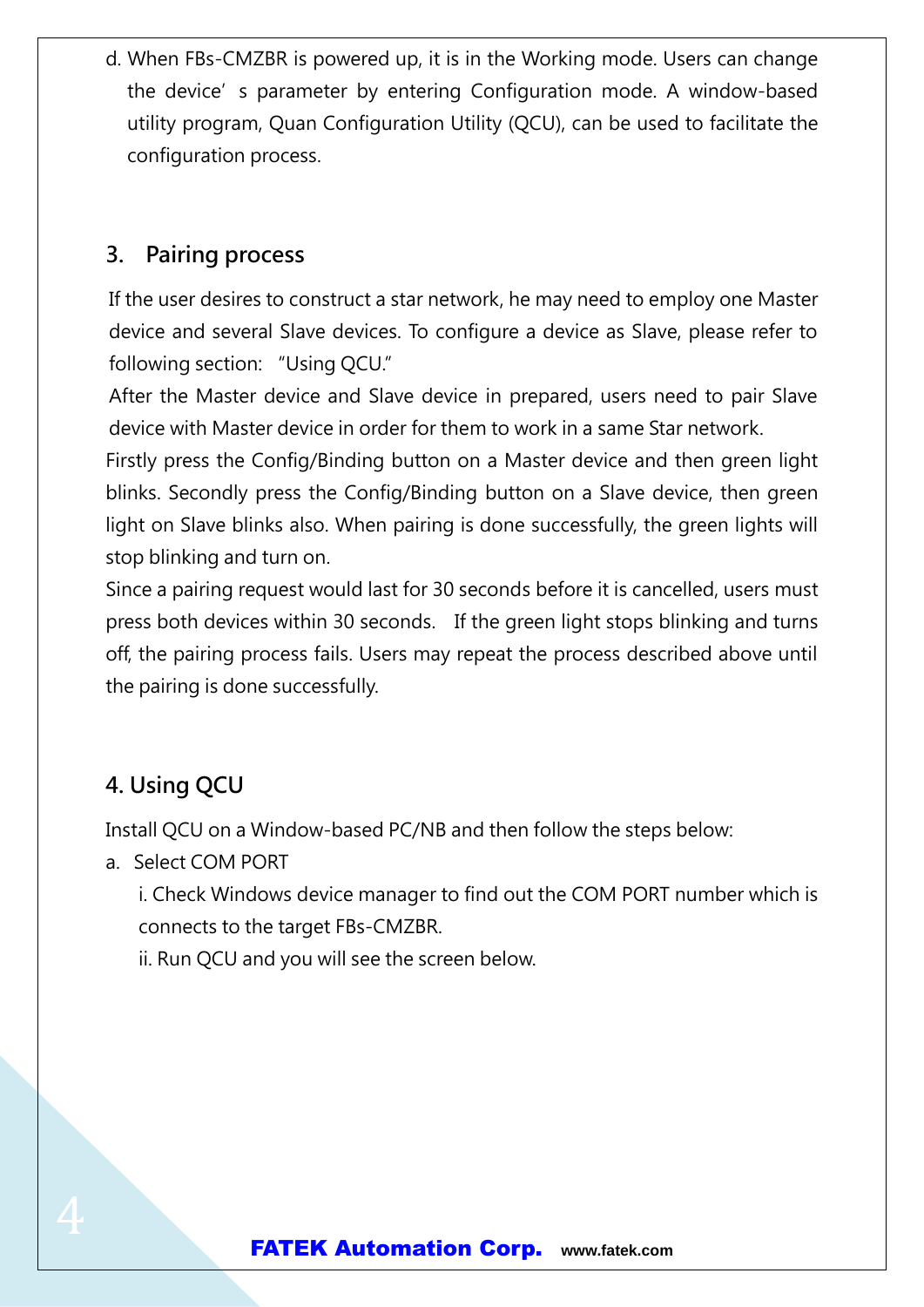d. When FBs-CMZBR is powered up, it is in the Working mode. Users can change the device' s parameter by entering Configuration mode. A window-based utility program, Quan Configuration Utility (QCU), can be used to facilitate the configuration process.

## 3. Pairing process

If the user desires to construct a star network, he may need to employ one Master device and several Slave devices. To configure a device as Slave, please refer to following section: "Using QCU."

After the Master device and Slave device in prepared, users need to pair Slave device with Master device in order for them to work in a same Star network.

Firstly press the Config/Binding button on a Master device and then green light blinks. Secondly press the Config/Binding button on a Slave device, then green light on Slave blinks also. When pairing is done successfully, the green lights will stop blinking and turn on.

Since a pairing request would last for 30 seconds before it is cancelled, users must press both devices within 30 seconds. If the green light stops blinking and turns off, the pairing process fails. Users may repeat the process described above until the pairing is done successfully.

## 4. Using QCU

Install QCU on a Window-based PC/NB and then follow the steps below:

a. Select COM PORT

  i. Check Windows device manager to find out the COM PORT number which is connects to the target FBs-CMZBR.

  ii. Run QCU and you will see the screen below.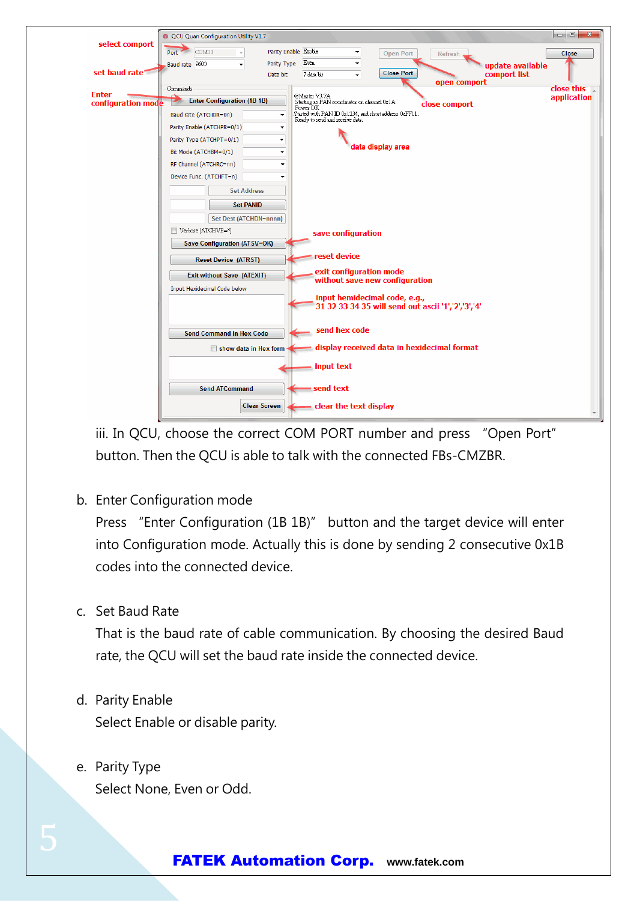iii. In QCU, choose the correct COM PORT number and press "Open Port" button. Then the QCU is able to talk with the connected FBs-CMZBR.

b. Enter Configuration mode

Press "Enter Configuration (1B 1B)" button and the target device will enter into Configuration mode. Actually this is done by sending 2 consecutive 0x1B codes into the connected device.

c. Set Baud Rate

That is the baud rate of cable communication. By choosing the desired Baud rate, the QCU will set the baud rate inside the connected device.

d. Parity Enable

Select Enable or disable parity.

e. Parity Type

Select None, Even or Odd.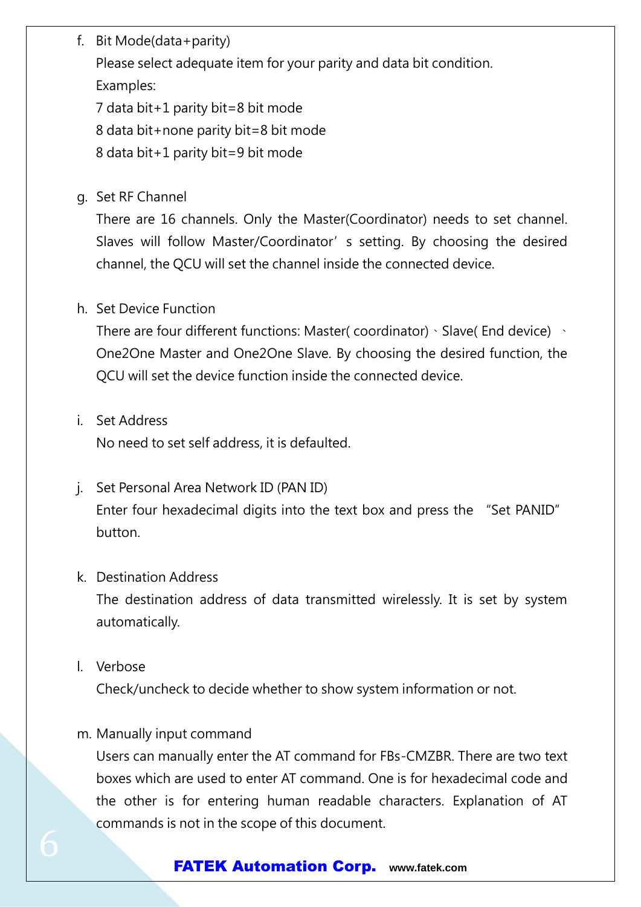f. Bit Mode(data+parity)

   Please select adequate item for your parity and data bit condition.

   Examples:

   7 data bit+1 parity bit=8 bit mode

   8 data bit+none parity bit=8 bit mode

   8 data bit+1 parity bit=9 bit mode

g. Set RF Channel

   There are 16 channels. Only the Master(Coordinator) needs to set channel. Slaves will follow Master/Coordinator's setting. By choosing the desired channel, the QCU will set the channel inside the connected device.

h. Set Device Function

   There are four different functions: Master( coordinator)、Slave( End device) 、One2One Master and One2One Slave. By choosing the desired function, the QCU will set the device function inside the connected device.

i. Set Address

   No need to set self address, it is defaulted.

j. Set Personal Area Network ID (PAN ID)

   Enter four hexadecimal digits into the text box and press the "Set PANID" button.

k. Destination Address

   The destination address of data transmitted wirelessly. It is set by system automatically.

l. Verbose

   Check/uncheck to decide whether to show system information or not.

m. Manually input command

   Users can manually enter the AT command for FBs-CMZBR. There are two text boxes which are used to enter AT command. One is for hexadecimal code and the other is for entering human readable characters. Explanation of AT commands is not in the scope of this document.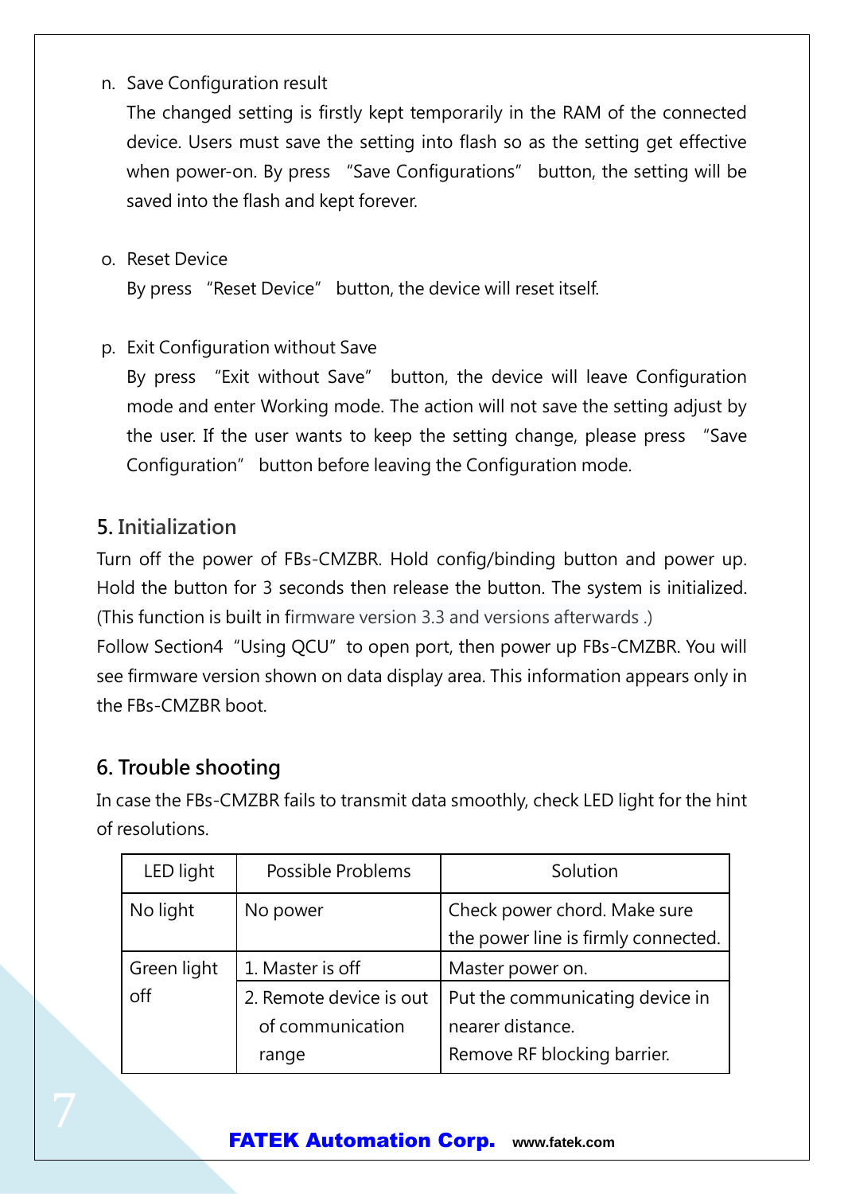n. Save Configuration result

The changed setting is firstly kept temporarily in the RAM of the connected device. Users must save the setting into flash so as the setting get effective when power-on. By press "Save Configurations" button, the setting will be saved into the flash and kept forever.

o. Reset Device

By press "Reset Device" button, the device will reset itself.

p. Exit Configuration without Save

By press "Exit without Save" button, the device will leave Configuration mode and enter Working mode. The action will not save the setting adjust by the user. If the user wants to keep the setting change, please press "Save Configuration" button before leaving the Configuration mode.

## 5. Initialization

Turn off the power of FBs-CMZBR. Hold config/binding button and power up. Hold the button for 3 seconds then release the button. The system is initialized. (This function is built in firmware version 3.3 and versions afterwards .)

Follow Section4 "Using QCU" to open port, then power up FBs-CMZBR. You will see firmware version shown on data display area. This information appears only in the FBs-CMZBR boot.

## 6. Trouble shooting

In case the FBs-CMZBR fails to transmit data smoothly, check LED light for the hint of resolutions.

| LED light | Possible Problems | Solution |
|---|---|---|
| No light | No power | Check power chord. Make sure the power line is firmly connected. |
| Green light off | 1. Master is off | Master power on. |
| | 2. Remote device is out of communication range | Put the communicating device in nearer distance. Remove RF blocking barrier. |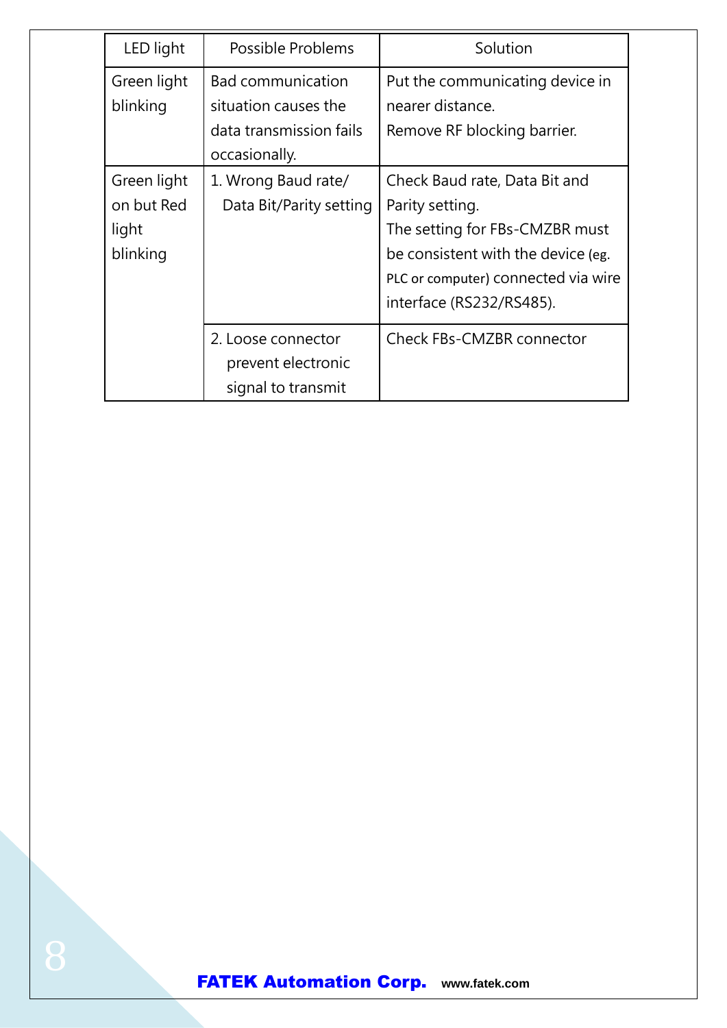| LED light | Possible Problems | Solution |
|---|---|---|
| Green light blinking | Bad communication situation causes the data transmission fails occasionally. | Put the communicating device in nearer distance.<br>Remove RF blocking barrier. |
| Green light on but Red light blinking | 1. Wrong Baud rate/ Data Bit/Parity setting | Check Baud rate, Data Bit and Parity setting.<br>The setting for FBs-CMZBR must be consistent with the device (eg. PLC or computer) connected via wire interface (RS232/RS485). |
| | 2. Loose connector prevent electronic signal to transmit | Check FBs-CMZBR connector |